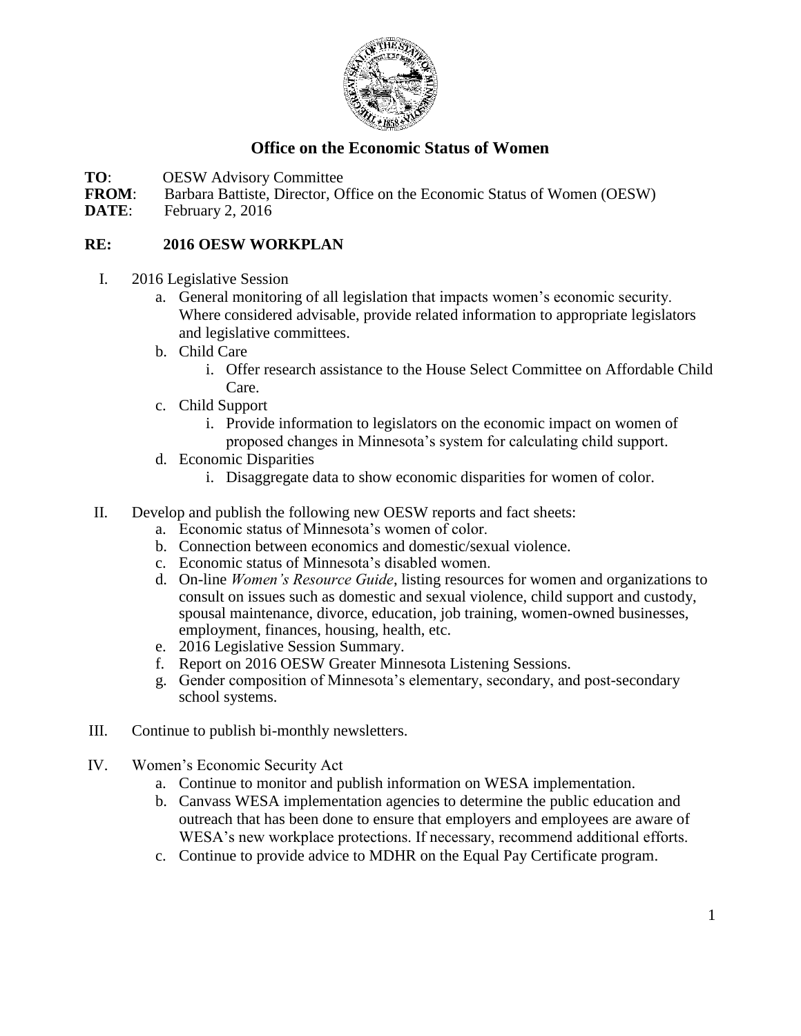# Office on the Economic Status of Women

**TO**: OESW Advisory Committee
**FROM**: Barbara Battiste, Director, Office on the Economic Status of Women (OESW)
**DATE**: February 2, 2016

**RE: 2016 OESW WORKPLAN**

I. 2016 Legislative Session
   a. General monitoring of all legislation that impacts women's economic security. Where considered advisable, provide related information to appropriate legislators and legislative committees.
   b. Child Care
      i. Offer research assistance to the House Select Committee on Affordable Child Care.
   c. Child Support
      i. Provide information to legislators on the economic impact on women of proposed changes in Minnesota's system for calculating child support.
   d. Economic Disparities
      i. Disaggregate data to show economic disparities for women of color.

II. Develop and publish the following new OESW reports and fact sheets:
   a. Economic status of Minnesota's women of color.
   b. Connection between economics and domestic/sexual violence.
   c. Economic status of Minnesota's disabled women.
   d. On-line *Women's Resource Guide*, listing resources for women and organizations to consult on issues such as domestic and sexual violence, child support and custody, spousal maintenance, divorce, education, job training, women-owned businesses, employment, finances, housing, health, etc.
   e. 2016 Legislative Session Summary.
   f. Report on 2016 OESW Greater Minnesota Listening Sessions.
   g. Gender composition of Minnesota's elementary, secondary, and post-secondary school systems.

III. Continue to publish bi-monthly newsletters.

IV. Women's Economic Security Act
   a. Continue to monitor and publish information on WESA implementation.
   b. Canvass WESA implementation agencies to determine the public education and outreach that has been done to ensure that employers and employees are aware of WESA's new workplace protections. If necessary, recommend additional efforts.
   c. Continue to provide advice to MDHR on the Equal Pay Certificate program.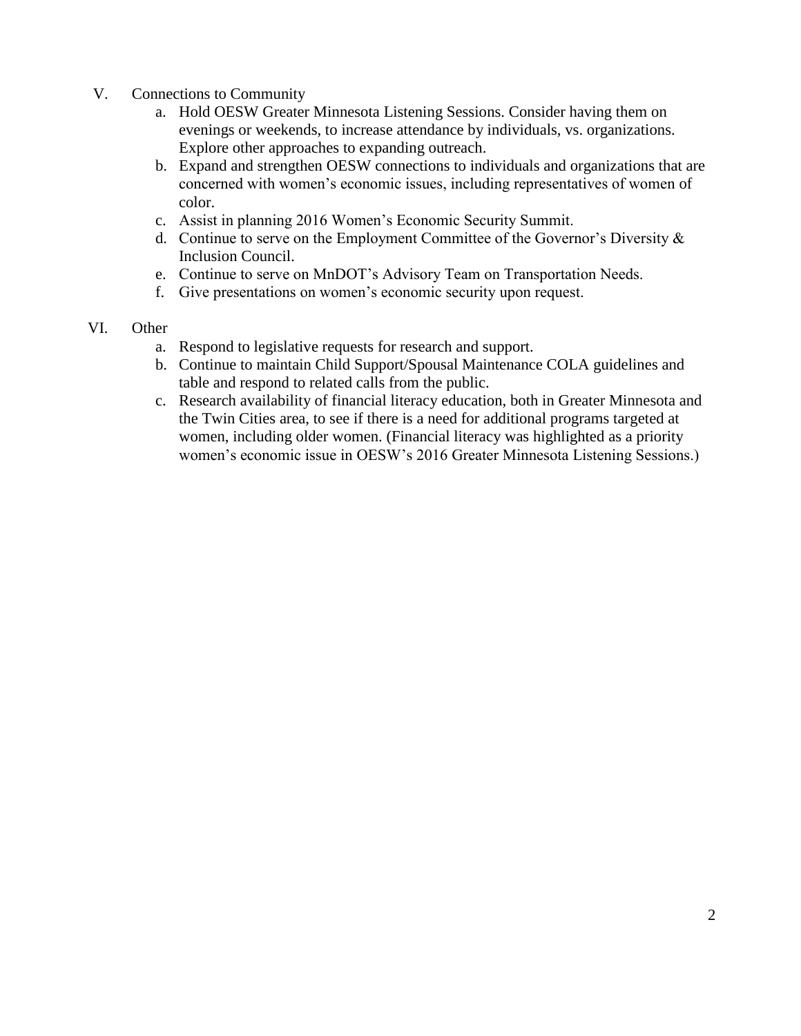V. Connections to Community

a. Hold OESW Greater Minnesota Listening Sessions. Consider having them on evenings or weekends, to increase attendance by individuals, vs. organizations. Explore other approaches to expanding outreach.
b. Expand and strengthen OESW connections to individuals and organizations that are concerned with women's economic issues, including representatives of women of color.
c. Assist in planning 2016 Women's Economic Security Summit.
d. Continue to serve on the Employment Committee of the Governor's Diversity & Inclusion Council.
e. Continue to serve on MnDOT's Advisory Team on Transportation Needs.
f. Give presentations on women's economic security upon request.

VI. Other

a. Respond to legislative requests for research and support.
b. Continue to maintain Child Support/Spousal Maintenance COLA guidelines and table and respond to related calls from the public.
c. Research availability of financial literacy education, both in Greater Minnesota and the Twin Cities area, to see if there is a need for additional programs targeted at women, including older women. (Financial literacy was highlighted as a priority women's economic issue in OESW's 2016 Greater Minnesota Listening Sessions.)